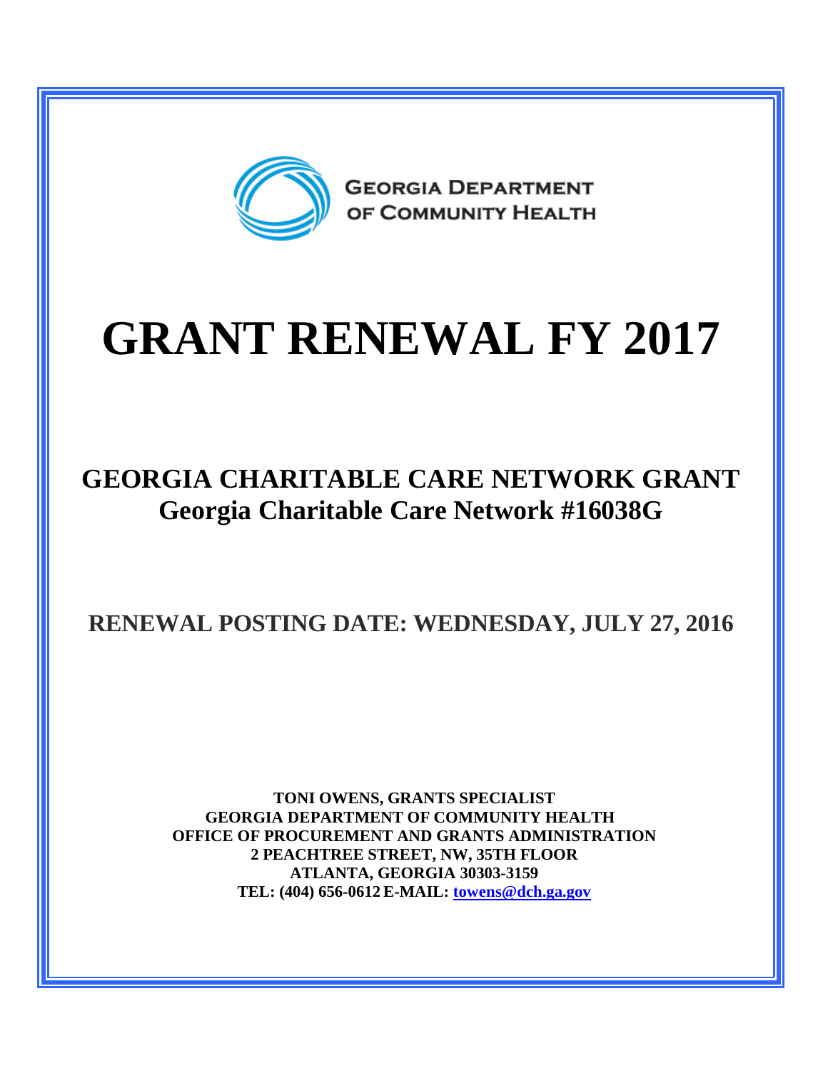GEORGIA DEPARTMENT OF COMMUNITY HEALTH

# GRANT RENEWAL FY 2017

## GEORGIA CHARITABLE CARE NETWORK GRANT
## Georgia Charitable Care Network #16038G

## RENEWAL POSTING DATE: WEDNESDAY, JULY 27, 2016

**TONI OWENS, GRANTS SPECIALIST**
**GEORGIA DEPARTMENT OF COMMUNITY HEALTH**
**OFFICE OF PROCUREMENT AND GRANTS ADMINISTRATION**
**2 PEACHTREE STREET, NW, 35TH FLOOR**
**ATLANTA, GEORGIA 30303-3159**
**TEL: (404) 656-0612 E-MAIL: towens@dch.ga.gov**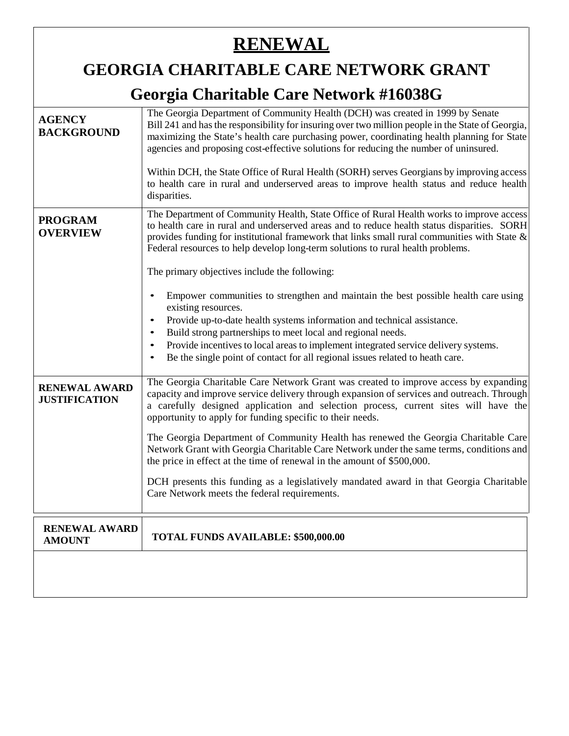# RENEWAL

## GEORGIA CHARITABLE CARE NETWORK GRANT

## Georgia Charitable Care Network #16038G

| | |
|---|---|
| **AGENCY BACKGROUND** | The Georgia Department of Community Health (DCH) was created in 1999 by Senate Bill 241 and has the responsibility for insuring over two million people in the State of Georgia, maximizing the State's health care purchasing power, coordinating health planning for State agencies and proposing cost-effective solutions for reducing the number of uninsured.<br><br>Within DCH, the State Office of Rural Health (SORH) serves Georgians by improving access to health care in rural and underserved areas to improve health status and reduce health disparities. |
| **PROGRAM OVERVIEW** | The Department of Community Health, State Office of Rural Health works to improve access to health care in rural and underserved areas and to reduce health status disparities. SORH provides funding for institutional framework that links small rural communities with State & Federal resources to help develop long-term solutions to rural health problems.<br><br>The primary objectives include the following:<br><br>• Empower communities to strengthen and maintain the best possible health care using existing resources.<br>• Provide up-to-date health systems information and technical assistance.<br>• Build strong partnerships to meet local and regional needs.<br>• Provide incentives to local areas to implement integrated service delivery systems.<br>• Be the single point of contact for all regional issues related to heath care. |
| **RENEWAL AWARD JUSTIFICATION** | The Georgia Charitable Care Network Grant was created to improve access by expanding capacity and improve service delivery through expansion of services and outreach. Through a carefully designed application and selection process, current sites will have the opportunity to apply for funding specific to their needs.<br><br>The Georgia Department of Community Health has renewed the Georgia Charitable Care Network Grant with Georgia Charitable Care Network under the same terms, conditions and the price in effect at the time of renewal in the amount of $500,000.<br><br>DCH presents this funding as a legislatively mandated award in that Georgia Charitable Care Network meets the federal requirements. |
| **RENEWAL AWARD AMOUNT** | **TOTAL FUNDS AVAILABLE: $500,000.00** |